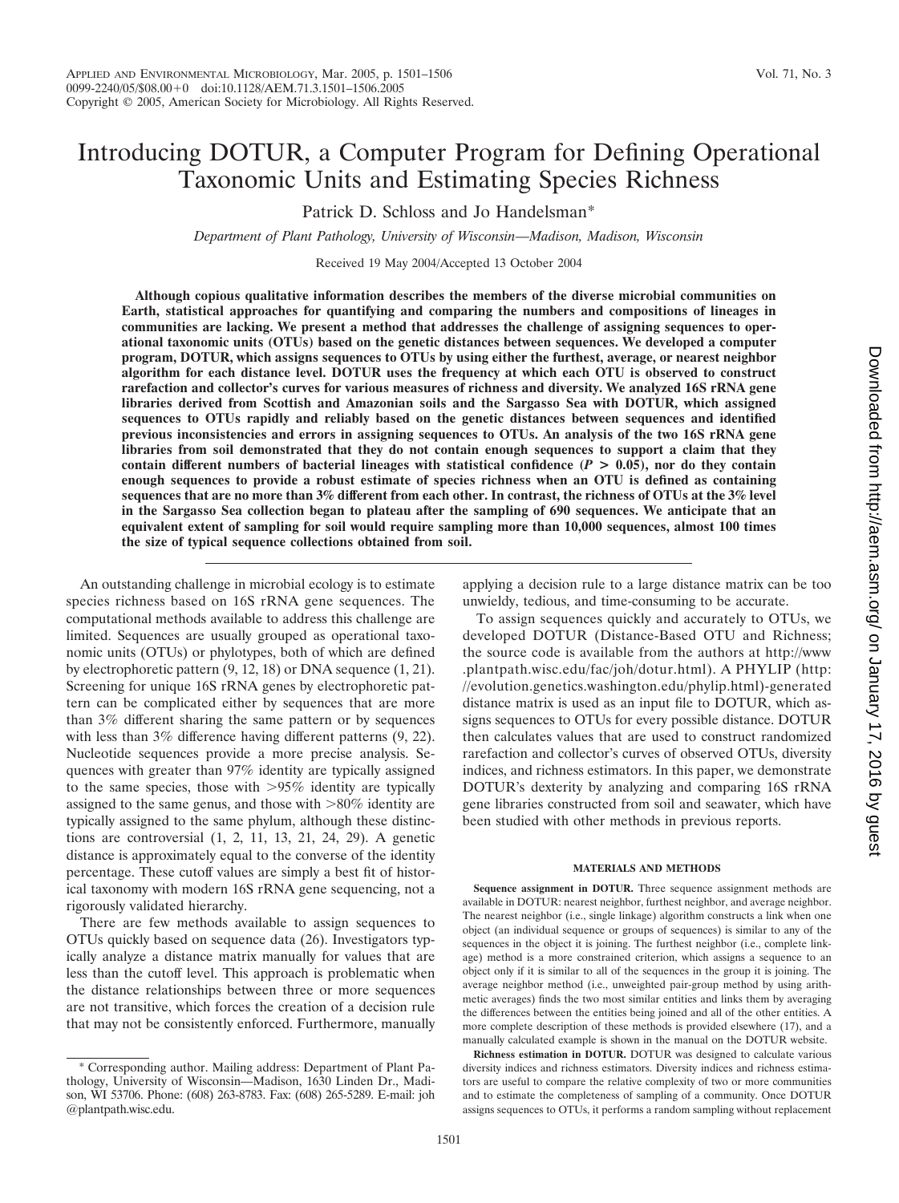# Introducing DOTUR, a Computer Program for Defining Operational Taxonomic Units and Estimating Species Richness

Patrick D. Schloss and Jo Handelsman*

*Department of Plant Pathology, University of Wisconsin—Madison, Madison, Wisconsin*

Received 19 May 2004/Accepted 13 October 2004

**Although copious qualitative information describes the members of the diverse microbial communities on Earth, statistical approaches for quantifying and comparing the numbers and compositions of lineages in communities are lacking. We present a method that addresses the challenge of assigning sequences to operational taxonomic units (OTUs) based on the genetic distances between sequences. We developed a computer program, DOTUR, which assigns sequences to OTUs by using either the furthest, average, or nearest neighbor algorithm for each distance level. DOTUR uses the frequency at which each OTU is observed to construct rarefaction and collector's curves for various measures of richness and diversity. We analyzed 16S rRNA gene libraries derived from Scottish and Amazonian soils and the Sargasso Sea with DOTUR, which assigned sequences to OTUs rapidly and reliably based on the genetic distances between sequences and identified previous inconsistencies and errors in assigning sequences to OTUs. An analysis of the two 16S rRNA gene libraries from soil demonstrated that they do not contain enough sequences to support a claim that they contain different numbers of bacterial lineages with statistical confidence ($P > 0.05$), nor do they contain enough sequences to provide a robust estimate of species richness when an OTU is defined as containing sequences that are no more than 3% different from each other. In contrast, the richness of OTUs at the 3% level in the Sargasso Sea collection began to plateau after the sampling of 690 sequences. We anticipate that an equivalent extent of sampling for soil would require sampling more than 10,000 sequences, almost 100 times the size of typical sequence collections obtained from soil.**

An outstanding challenge in microbial ecology is to estimate species richness based on 16S rRNA gene sequences. The computational methods available to address this challenge are limited. Sequences are usually grouped as operational taxonomic units (OTUs) or phylotypes, both of which are defined by electrophoretic pattern (9, 12, 18) or DNA sequence (1, 21). Screening for unique 16S rRNA genes by electrophoretic pattern can be complicated either by sequences that are more than 3% different sharing the same pattern or by sequences with less than 3% difference having different patterns (9, 22). Nucleotide sequences provide a more precise analysis. Sequences with greater than 97% identity are typically assigned to the same species, those with >95% identity are typically assigned to the same genus, and those with >80% identity are typically assigned to the same phylum, although these distinctions are controversial (1, 2, 11, 13, 21, 24, 29). A genetic distance is approximately equal to the converse of the identity percentage. These cutoff values are simply a best fit of historical taxonomy with modern 16S rRNA gene sequencing, not a rigorously validated hierarchy.

There are few methods available to assign sequences to OTUs quickly based on sequence data (26). Investigators typically analyze a distance matrix manually for values that are less than the cutoff level. This approach is problematic when the distance relationships between three or more sequences are not transitive, which forces the creation of a decision rule that may not be consistently enforced. Furthermore, manually applying a decision rule to a large distance matrix can be too unwieldy, tedious, and time-consuming to be accurate.

To assign sequences quickly and accurately to OTUs, we developed DOTUR (Distance-Based OTU and Richness; the source code is available from the authors at http://www.plantpath.wisc.edu/fac/joh/dotur.html). A PHYLIP (http://evolution.genetics.washington.edu/phylip.html)-generated distance matrix is used as an input file to DOTUR, which assigns sequences to OTUs for every possible distance. DOTUR then calculates values that are used to construct randomized rarefaction and collector's curves of observed OTUs, diversity indices, and richness estimators. In this paper, we demonstrate DOTUR's dexterity by analyzing and comparing 16S rRNA gene libraries constructed from soil and seawater, which have been studied with other methods in previous reports.

## MATERIALS AND METHODS

**Sequence assignment in DOTUR.** Three sequence assignment methods are available in DOTUR: nearest neighbor, furthest neighbor, and average neighbor. The nearest neighbor (i.e., single linkage) algorithm constructs a link when one object (an individual sequence or groups of sequences) is similar to any of the sequences in the object it is joining. The furthest neighbor (i.e., complete linkage) method is a more constrained criterion, which assigns a sequence to an object only if it is similar to all of the sequences in the group it is joining. The average neighbor method (i.e., unweighted pair-group method by using arithmetic averages) finds the two most similar entities and links them by averaging the differences between the entities being joined and all of the other entities. A more complete description of these methods is provided elsewhere (17), and a manually calculated example is shown in the manual on the DOTUR website.

**Richness estimation in DOTUR.** DOTUR was designed to calculate various diversity indices and richness estimators. Diversity indices and richness estimators are useful to compare the relative complexity of two or more communities and to estimate the completeness of sampling of a community. Once DOTUR assigns sequences to OTUs, it performs a random sampling without replacement

\* Corresponding author. Mailing address: Department of Plant Pathology, University of Wisconsin—Madison, 1630 Linden Dr., Madison, WI 53706. Phone: (608) 263-8783. Fax: (608) 265-5289. E-mail: joh@plantpath.wisc.edu.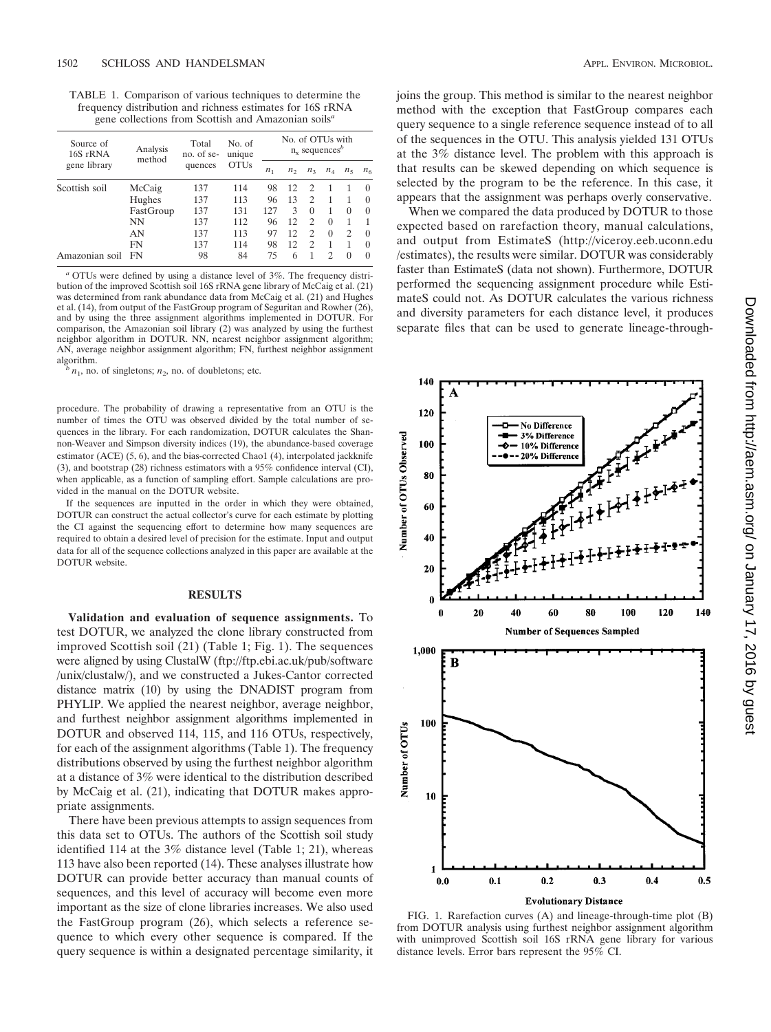TABLE 1. Comparison of various techniques to determine the frequency distribution and richness estimates for 16S rRNA gene collections from Scottish and Amazonian soils[a]

| Source of 16S rRNA gene library | Analysis method | Total no. of sequences | No. of unique OTUs | No. of OTUs with $n_x$ sequences[b] | | | | | |
|---|---|---|---|---|---|---|---|---|---|
| | | | | $n_1$ | $n_2$ | $n_3$ | $n_4$ | $n_5$ | $n_6$ |
| Scottish soil | McCaig | 137 | 114 | 98 | 12 | 2 | 1 | 1 | 0 |
| | Hughes | 137 | 113 | 96 | 13 | 2 | 1 | 1 | 0 |
| | FastGroup | 137 | 131 | 127 | 3 | 0 | 1 | 0 | 0 |
| | NN | 137 | 112 | 96 | 12 | 2 | 0 | 1 | 1 |
| | AN | 137 | 113 | 97 | 12 | 2 | 0 | 2 | 0 |
| | FN | 137 | 114 | 98 | 12 | 2 | 1 | 1 | 0 |
| Amazonian soil | FN | 98 | 84 | 75 | 6 | 1 | 2 | 0 | 0 |

[a] OTUs were defined by using a distance level of 3%. The frequency distribution of the improved Scottish soil 16S rRNA gene library of McCaig et al. (21) was determined from rank abundance data from McCaig et al. (21) and Hughes et al. (14), from output of the FastGroup program of Seguritan and Rowher (26), and by using the three assignment algorithms implemented in DOTUR. For comparison, the Amazonian soil library (2) was analyzed by using the furthest neighbor algorithm in DOTUR. NN, nearest neighbor assignment algorithm; AN, average neighbor assignment algorithm; FN, furthest neighbor assignment algorithm.

[b] $n_1$, no. of singletons; $n_2$, no. of doubletons; etc.

procedure. The probability of drawing a representative from an OTU is the number of times the OTU was observed divided by the total number of sequences in the library. For each randomization, DOTUR calculates the Shannon-Weaver and Simpson diversity indices (19), the abundance-based coverage estimator (ACE) (5, 6), and the bias-corrected Chao1 (4), interpolated jackknife (3), and bootstrap (28) richness estimators with a 95% confidence interval (CI), when applicable, as a function of sampling effort. Sample calculations are provided in the manual on the DOTUR website.

If the sequences are inputted in the order in which they were obtained, DOTUR can construct the actual collector's curve for each estimate by plotting the CI against the sequencing effort to determine how many sequences are required to obtain a desired level of precision for the estimate. Input and output data for all of the sequence collections analyzed in this paper are available at the DOTUR website.

## RESULTS

**Validation and evaluation of sequence assignments.** To test DOTUR, we analyzed the clone library constructed from improved Scottish soil (21) (Table 1; Fig. 1). The sequences were aligned by using ClustalW (ftp://ftp.ebi.ac.uk/pub/software/unix/clustalw/), and we constructed a Jukes-Cantor corrected distance matrix (10) by using the DNADIST program from PHYLIP. We applied the nearest neighbor, average neighbor, and furthest neighbor assignment algorithms implemented in DOTUR and observed 114, 115, and 116 OTUs, respectively, for each of the assignment algorithms (Table 1). The frequency distributions observed by using the furthest neighbor algorithm at a distance of 3% were identical to the distribution described by McCaig et al. (21), indicating that DOTUR makes appropriate assignments.

There have been previous attempts to assign sequences from this data set to OTUs. The authors of the Scottish soil study identified 114 at the 3% distance level (Table 1; 21), whereas 113 have also been reported (14). These analyses illustrate how DOTUR can provide better accuracy than manual counts of sequences, and this level of accuracy will become even more important as the size of clone libraries increases. We also used the FastGroup program (26), which selects a reference sequence to which every other sequence is compared. If the query sequence is within a designated percentage similarity, it joins the group. This method is similar to the nearest neighbor method with the exception that FastGroup compares each query sequence to a single reference sequence instead of to all of the sequences in the OTU. This analysis yielded 131 OTUs at the 3% distance level. The problem with this approach is that results can be skewed depending on which sequence is selected by the program to be the reference. In this case, it appears that the assignment was perhaps overly conservative.

When we compared the data produced by DOTUR to those expected based on rarefaction theory, manual calculations, and output from EstimateS (http://viceroy.eeb.uconn.edu/estimates), the results were similar. DOTUR was considerably faster than EstimateS (data not shown). Furthermore, DOTUR performed the sequencing assignment procedure while EstimateS could not. As DOTUR calculates the various richness and diversity parameters for each distance level, it produces separate files that can be used to generate lineage-through-

FIG. 1. Rarefaction curves (A) and lineage-through-time plot (B) from DOTUR analysis using furthest neighbor assignment algorithm with unimproved Scottish soil 16S rRNA gene library for various distance levels. Error bars represent the 95% CI.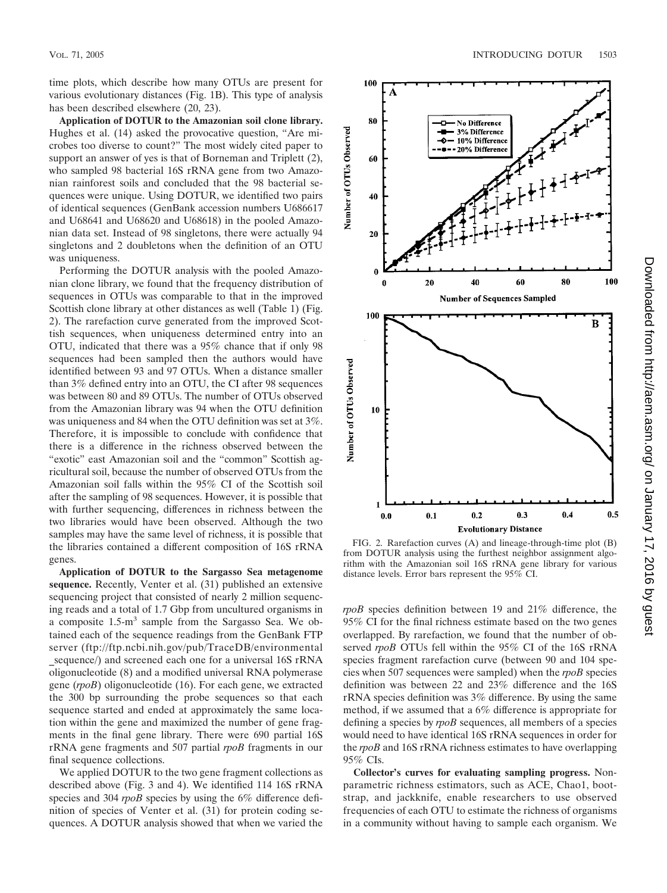time plots, which describe how many OTUs are present for various evolutionary distances (Fig. 1B). This type of analysis has been described elsewhere (20, 23).

**Application of DOTUR to the Amazonian soil clone library.** Hughes et al. (14) asked the provocative question, "Are microbes too diverse to count?" The most widely cited paper to support an answer of yes is that of Borneman and Triplett (2), who sampled 98 bacterial 16S rRNA gene from two Amazonian rainforest soils and concluded that the 98 bacterial sequences were unique. Using DOTUR, we identified two pairs of identical sequences (GenBank accession numbers U686617 and U68641 and U68620 and U68618) in the pooled Amazonian data set. Instead of 98 singletons, there were actually 94 singletons and 2 doubletons when the definition of an OTU was uniqueness.

Performing the DOTUR analysis with the pooled Amazonian clone library, we found that the frequency distribution of sequences in OTUs was comparable to that in the improved Scottish clone library at other distances as well (Table 1) (Fig. 2). The rarefaction curve generated from the improved Scottish sequences, when uniqueness determined entry into an OTU, indicated that there was a 95% chance that if only 98 sequences had been sampled then the authors would have identified between 93 and 97 OTUs. When a distance smaller than 3% defined entry into an OTU, the CI after 98 sequences was between 80 and 89 OTUs. The number of OTUs observed from the Amazonian library was 94 when the OTU definition was uniqueness and 84 when the OTU definition was set at 3%. Therefore, it is impossible to conclude with confidence that there is a difference in the richness observed between the "exotic" east Amazonian soil and the "common" Scottish agricultural soil, because the number of observed OTUs from the Amazonian soil falls within the 95% CI of the Scottish soil after the sampling of 98 sequences. However, it is possible that with further sequencing, differences in richness between the two libraries would have been observed. Although the two samples may have the same level of richness, it is possible that the libraries contained a different composition of 16S rRNA genes.

**Application of DOTUR to the Sargasso Sea metagenome sequence.** Recently, Venter et al. (31) published an extensive sequencing project that consisted of nearly 2 million sequencing reads and a total of 1.7 Gbp from uncultured organisms in a composite 1.5-$m^3$ sample from the Sargasso Sea. We obtained each of the sequence readings from the GenBank FTP server (ftp://ftp.ncbi.nih.gov/pub/TraceDB/environmental_sequence/) and screened each one for a universal 16S rRNA oligonucleotide (8) and a modified universal RNA polymerase gene (*rpoB*) oligonucleotide (16). For each gene, we extracted the 300 bp surrounding the probe sequences so that each sequence started and ended at approximately the same location within the gene and maximized the number of gene fragments in the final gene library. There were 690 partial 16S rRNA gene fragments and 507 partial *rpoB* fragments in our final sequence collections.

We applied DOTUR to the two gene fragment collections as described above (Fig. 3 and 4). We identified 114 16S rRNA species and 304 *rpoB* species by using the 6% difference definition of species of Venter et al. (31) for protein coding sequences. A DOTUR analysis showed that when we varied the *rpoB* species definition between 19 and 21% difference, the 95% CI for the final richness estimate based on the two genes overlapped. By rarefaction, we found that the number of observed *rpoB* OTUs fell within the 95% CI of the 16S rRNA species fragment rarefaction curve (between 90 and 104 species when 507 sequences were sampled) when the *rpoB* species definition was between 22 and 23% difference and the 16S rRNA species definition was 3% difference. By using the same method, if we assumed that a 6% difference is appropriate for defining a species by *rpoB* sequences, all members of a species would need to have identical 16S rRNA sequences in order for the *rpoB* and 16S rRNA richness estimates to have overlapping 95% CIs.

FIG. 2. Rarefaction curves (A) and lineage-through-time plot (B) from DOTUR analysis using the furthest neighbor assignment algorithm with the Amazonian soil 16S rRNA gene library for various distance levels. Error bars represent the 95% CI.

**Collector's curves for evaluating sampling progress.** Nonparametric richness estimators, such as ACE, Chao1, bootstrap, and jackknife, enable researchers to use observed frequencies of each OTU to estimate the richness of organisms in a community without having to sample each organism. We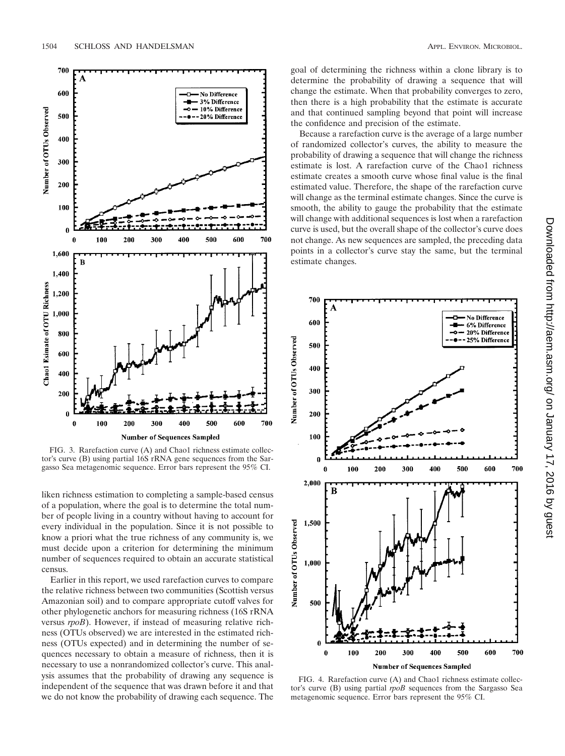700

A

No Difference
3% Difference
10% Difference
20% Difference

Number of OTUs Observed

600
500
400
300
200
100
0

0 100 200 300 400 500 600 700

1,600

B

Chao1 Esimate of OTU Richness

1,400
1,200
1,000
800
600
400
200
0

0 100 200 300 400 500 600 700

Number of Sequences Sampled

FIG. 3. Rarefaction curve (A) and Chao1 richness estimate collector's curve (B) using partial 16S rRNA gene sequences from the Sargasso Sea metagenomic sequence. Error bars represent the 95% CI.

liken richness estimation to completing a sample-based census of a population, where the goal is to determine the total number of people living in a country without having to account for every individual in the population. Since it is not possible to know a priori what the true richness of any community is, we must decide upon a criterion for determining the minimum number of sequences required to obtain an accurate statistical census.

Earlier in this report, we used rarefaction curves to compare the relative richness between two communities (Scottish versus Amazonian soil) and to compare appropriate cutoff valves for other phylogenetic anchors for measuring richness (16S rRNA versus *rpoB*). However, if instead of measuring relative richness (OTUs observed) we are interested in the estimated richness (OTUs expected) and in determining the number of sequences necessary to obtain a measure of richness, then it is necessary to use a nonrandomized collector's curve. This analysis assumes that the probability of drawing any sequence is independent of the sequence that was drawn before it and that we do not know the probability of drawing each sequence. The goal of determining the richness within a clone library is to determine the probability of drawing a sequence that will change the estimate. When that probability converges to zero, then there is a high probability that the estimate is accurate and that continued sampling beyond that point will increase the confidence and precision of the estimate.

Because a rarefaction curve is the average of a large number of randomized collector's curves, the ability to measure the probability of drawing a sequence that will change the richness estimate is lost. A rarefaction curve of the Chao1 richness estimate creates a smooth curve whose final value is the final estimated value. Therefore, the shape of the rarefaction curve will change as the terminal estimate changes. Since the curve is smooth, the ability to gauge the probability that the estimate will change with additional sequences is lost when a rarefaction curve is used, but the overall shape of the collector's curve does not change. As new sequences are sampled, the preceding data points in a collector's curve stay the same, but the terminal estimate changes.

700

A

No Difference
6% Difference
20% Difference
25% Difference

Number of OTUs Observed

600
500
400
300
200
100
0

0 100 200 300 400 500 600 700

2,000

B

Number of OTUs Observed

1,500
1,000
500
0

0 100 200 300 400 500 600 700

Number of Sequences Sampled

FIG. 4. Rarefaction curve (A) and Chao1 richness estimate collector's curve (B) using partial *rpoB* sequences from the Sargasso Sea metagenomic sequence. Error bars represent the 95% CI.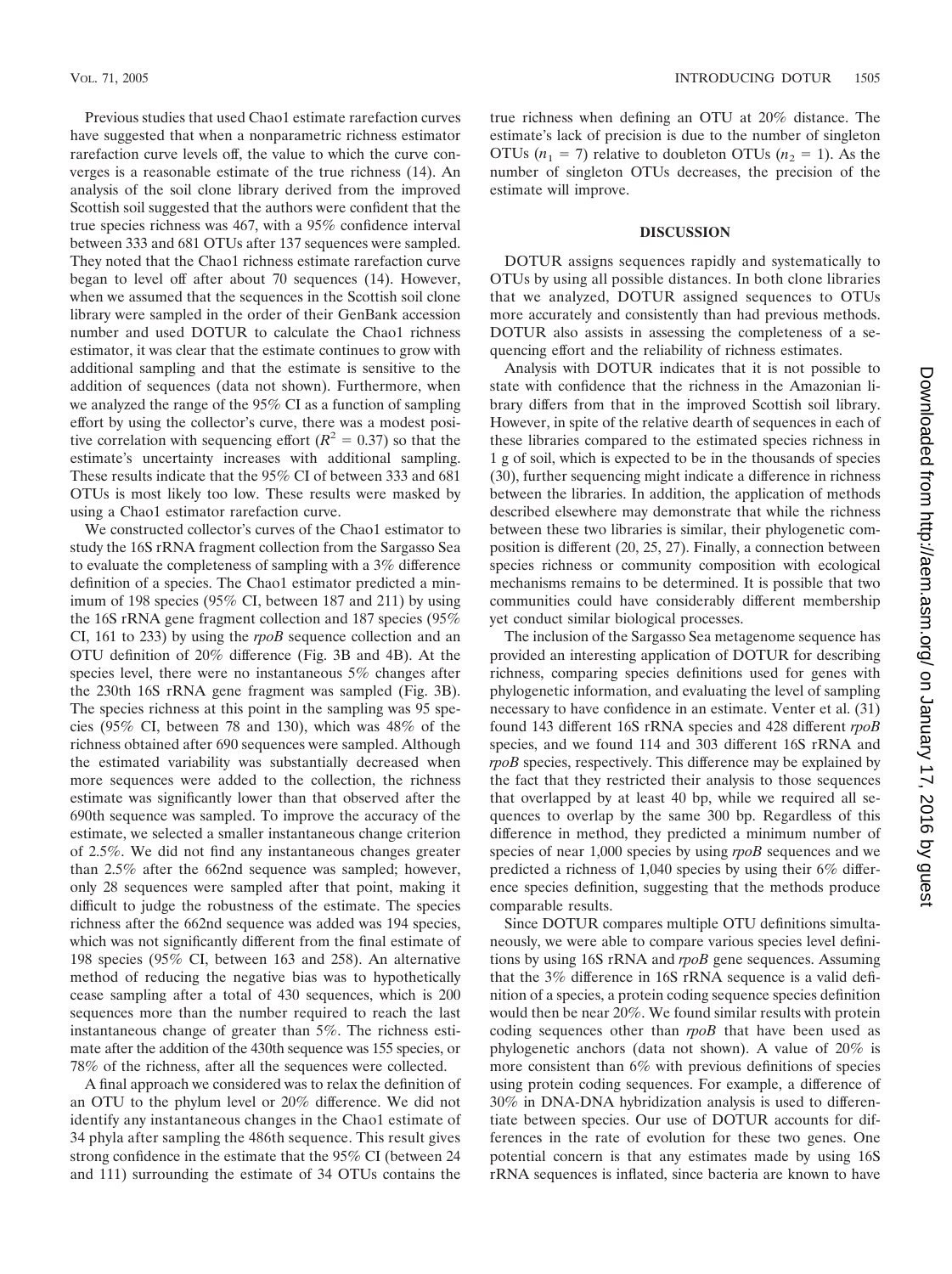Previous studies that used Chao1 estimate rarefaction curves have suggested that when a nonparametric richness estimator rarefaction curve levels off, the value to which the curve converges is a reasonable estimate of the true richness (14). An analysis of the soil clone library derived from the improved Scottish soil suggested that the authors were confident that the true species richness was 467, with a 95% confidence interval between 333 and 681 OTUs after 137 sequences were sampled. They noted that the Chao1 richness estimate rarefaction curve began to level off after about 70 sequences (14). However, when we assumed that the sequences in the Scottish soil clone library were sampled in the order of their GenBank accession number and used DOTUR to calculate the Chao1 richness estimator, it was clear that the estimate continues to grow with additional sampling and that the estimate is sensitive to the addition of sequences (data not shown). Furthermore, when we analyzed the range of the 95% CI as a function of sampling effort by using the collector's curve, there was a modest positive correlation with sequencing effort ($R^2 = 0.37$) so that the estimate's uncertainty increases with additional sampling. These results indicate that the 95% CI of between 333 and 681 OTUs is most likely too low. These results were masked by using a Chao1 estimator rarefaction curve.

We constructed collector's curves of the Chao1 estimator to study the 16S rRNA fragment collection from the Sargasso Sea to evaluate the completeness of sampling with a 3% difference definition of a species. The Chao1 estimator predicted a minimum of 198 species (95% CI, between 187 and 211) by using the 16S rRNA gene fragment collection and 187 species (95% CI, 161 to 233) by using the *rpoB* sequence collection and an OTU definition of 20% difference (Fig. 3B and 4B). At the species level, there were no instantaneous 5% changes after the 230th 16S rRNA gene fragment was sampled (Fig. 3B). The species richness at this point in the sampling was 95 species (95% CI, between 78 and 130), which was 48% of the richness obtained after 690 sequences were sampled. Although the estimated variability was substantially decreased when more sequences were added to the collection, the richness estimate was significantly lower than that observed after the 690th sequence was sampled. To improve the accuracy of the estimate, we selected a smaller instantaneous change criterion of 2.5%. We did not find any instantaneous changes greater than 2.5% after the 662nd sequence was sampled; however, only 28 sequences were sampled after that point, making it difficult to judge the robustness of the estimate. The species richness after the 662nd sequence was added was 194 species, which was not significantly different from the final estimate of 198 species (95% CI, between 163 and 258). An alternative method of reducing the negative bias was to hypothetically cease sampling after a total of 430 sequences, which is 200 sequences more than the number required to reach the last instantaneous change of greater than 5%. The richness estimate after the addition of the 430th sequence was 155 species, or 78% of the richness, after all the sequences were collected.

A final approach we considered was to relax the definition of an OTU to the phylum level or 20% difference. We did not identify any instantaneous changes in the Chao1 estimate of 34 phyla after sampling the 486th sequence. This result gives strong confidence in the estimate that the 95% CI (between 24 and 111) surrounding the estimate of 34 OTUs contains the true richness when defining an OTU at 20% distance. The estimate's lack of precision is due to the number of singleton OTUs ($n_1 = 7$) relative to doubleton OTUs ($n_2 = 1$). As the number of singleton OTUs decreases, the precision of the estimate will improve.

## DISCUSSION

DOTUR assigns sequences rapidly and systematically to OTUs by using all possible distances. In both clone libraries that we analyzed, DOTUR assigned sequences to OTUs more accurately and consistently than had previous methods. DOTUR also assists in assessing the completeness of a sequencing effort and the reliability of richness estimates.

Analysis with DOTUR indicates that it is not possible to state with confidence that the richness in the Amazonian library differs from that in the improved Scottish soil library. However, in spite of the relative dearth of sequences in each of these libraries compared to the estimated species richness in 1 g of soil, which is expected to be in the thousands of species (30), further sequencing might indicate a difference in richness between the libraries. In addition, the application of methods described elsewhere may demonstrate that while the richness between these two libraries is similar, their phylogenetic composition is different (20, 25, 27). Finally, a connection between species richness or community composition with ecological mechanisms remains to be determined. It is possible that two communities could have considerably different membership yet conduct similar biological processes.

The inclusion of the Sargasso Sea metagenome sequence has provided an interesting application of DOTUR for describing richness, comparing species definitions used for genes with phylogenetic information, and evaluating the level of sampling necessary to have confidence in an estimate. Venter et al. (31) found 143 different 16S rRNA species and 428 different *rpoB* species, and we found 114 and 303 different 16S rRNA and *rpoB* species, respectively. This difference may be explained by the fact that they restricted their analysis to those sequences that overlapped by at least 40 bp, while we required all sequences to overlap by the same 300 bp. Regardless of this difference in method, they predicted a minimum number of species of near 1,000 species by using *rpoB* sequences and we predicted a richness of 1,040 species by using their 6% difference species definition, suggesting that the methods produce comparable results.

Since DOTUR compares multiple OTU definitions simultaneously, we were able to compare various species level definitions by using 16S rRNA and *rpoB* gene sequences. Assuming that the 3% difference in 16S rRNA sequence is a valid definition of a species, a protein coding sequence species definition would then be near 20%. We found similar results with protein coding sequences other than *rpoB* that have been used as phylogenetic anchors (data not shown). A value of 20% is more consistent than 6% with previous definitions of species using protein coding sequences. For example, a difference of 30% in DNA-DNA hybridization analysis is used to differentiate between species. Our use of DOTUR accounts for differences in the rate of evolution for these two genes. One potential concern is that any estimates made by using 16S rRNA sequences is inflated, since bacteria are known to have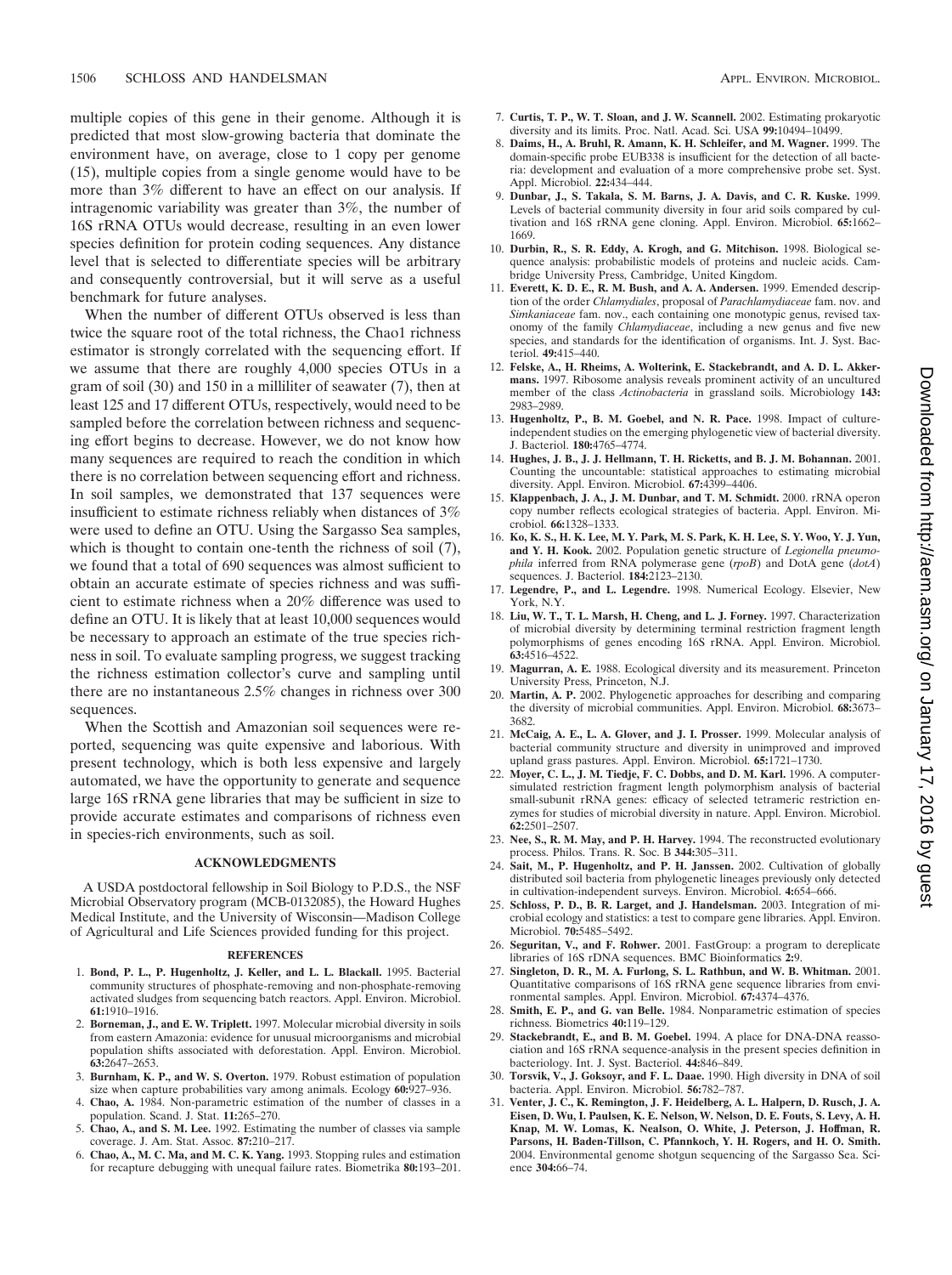multiple copies of this gene in their genome. Although it is predicted that most slow-growing bacteria that dominate the environment have, on average, close to 1 copy per genome (15), multiple copies from a single genome would have to be more than 3% different to have an effect on our analysis. If intragenomic variability was greater than 3%, the number of 16S rRNA OTUs would decrease, resulting in an even lower species definition for protein coding sequences. Any distance level that is selected to differentiate species will be arbitrary and consequently controversial, but it will serve as a useful benchmark for future analyses.

When the number of different OTUs observed is less than twice the square root of the total richness, the Chao1 richness estimator is strongly correlated with the sequencing effort. If we assume that there are roughly 4,000 species OTUs in a gram of soil (30) and 150 in a milliliter of seawater (7), then at least 125 and 17 different OTUs, respectively, would need to be sampled before the correlation between richness and sequencing effort begins to decrease. However, we do not know how many sequences are required to reach the condition in which there is no correlation between sequencing effort and richness. In soil samples, we demonstrated that 137 sequences were insufficient to estimate richness reliably when distances of 3% were used to define an OTU. Using the Sargasso Sea samples, which is thought to contain one-tenth the richness of soil (7), we found that a total of 690 sequences was almost sufficient to obtain an accurate estimate of species richness and was sufficient to estimate richness when a 20% difference was used to define an OTU. It is likely that at least 10,000 sequences would be necessary to approach an estimate of the true species richness in soil. To evaluate sampling progress, we suggest tracking the richness estimation collector's curve and sampling until there are no instantaneous 2.5% changes in richness over 300 sequences.

When the Scottish and Amazonian soil sequences were reported, sequencing was quite expensive and laborious. With present technology, which is both less expensive and largely automated, we have the opportunity to generate and sequence large 16S rRNA gene libraries that may be sufficient in size to provide accurate estimates and comparisons of richness even in species-rich environments, such as soil.

## ACKNOWLEDGMENTS

A USDA postdoctoral fellowship in Soil Biology to P.D.S., the NSF Microbial Observatory program (MCB-0132085), the Howard Hughes Medical Institute, and the University of Wisconsin—Madison College of Agricultural and Life Sciences provided funding for this project.

## REFERENCES

1. **Bond, P. L., P. Hugenholtz, J. Keller, and L. L. Blackall.** 1995. Bacterial community structures of phosphate-removing and non-phosphate-removing activated sludges from sequencing batch reactors. Appl. Environ. Microbiol. **61:**1910–1916.
2. **Borneman, J., and E. W. Triplett.** 1997. Molecular microbial diversity in soils from eastern Amazonia: evidence for unusual microorganisms and microbial population shifts associated with deforestation. Appl. Environ. Microbiol. **63:**2647–2653.
3. **Burnham, K. P., and W. S. Overton.** 1979. Robust estimation of population size when capture probabilities vary among animals. Ecology **60:**927–936.
4. **Chao, A.** 1984. Non-parametric estimation of the number of classes in a population. Scand. J. Stat. **11:**265–270.
5. **Chao, A., and S. M. Lee.** 1992. Estimating the number of classes via sample coverage. J. Am. Stat. Assoc. **87:**210–217.
6. **Chao, A., M. C. Ma, and M. C. K. Yang.** 1993. Stopping rules and estimation for recapture debugging with unequal failure rates. Biometrika **80:**193–201.
7. **Curtis, T. P., W. T. Sloan, and J. W. Scannell.** 2002. Estimating prokaryotic diversity and its limits. Proc. Natl. Acad. Sci. USA **99:**10494–10499.
8. **Daims, H., A. Bruhl, R. Amann, K. H. Schleifer, and M. Wagner.** 1999. The domain-specific probe EUB338 is insufficient for the detection of all bacteria: development and evaluation of a more comprehensive probe set. Syst. Appl. Microbiol. **22:**434–444.
9. **Dunbar, J., S. Takala, S. M. Barns, J. A. Davis, and C. R. Kuske.** 1999. Levels of bacterial community diversity in four arid soils compared by cultivation and 16S rRNA gene cloning. Appl. Environ. Microbiol. **65:**1662–1669.
10. **Durbin, R., S. R. Eddy, A. Krogh, and G. Mitchison.** 1998. Biological sequence analysis: probabilistic models of proteins and nucleic acids. Cambridge University Press, Cambridge, United Kingdom.
11. **Everett, K. D. E., R. M. Bush, and A. A. Andersen.** 1999. Emended description of the order *Chlamydiales*, proposal of *Parachlamydiaceae* fam. nov. and *Simkaniaceae* fam. nov., each containing one monotypic genus, revised taxonomy of the family *Chlamydiaceae*, including a new genus and five new species, and standards for the identification of organisms. Int. J. Syst. Bacteriol. **49:**415–440.
12. **Felske, A., H. Rheims, A. Wolterink, E. Stackebrandt, and A. D. L. Akkermans.** 1997. Ribosome analysis reveals prominent activity of an uncultured member of the class *Actinobacteria* in grassland soils. Microbiology **143:**2983–2989.
13. **Hugenholtz, P., B. M. Goebel, and N. R. Pace.** 1998. Impact of culture-independent studies on the emerging phylogenetic view of bacterial diversity. J. Bacteriol. **180:**4765–4774.
14. **Hughes, J. B., J. J. Hellmann, T. H. Ricketts, and B. J. M. Bohannan.** 2001. Counting the uncountable: statistical approaches to estimating microbial diversity. Appl. Environ. Microbiol. **67:**4399–4406.
15. **Klappenbach, J. A., J. M. Dunbar, and T. M. Schmidt.** 2000. rRNA operon copy number reflects ecological strategies of bacteria. Appl. Environ. Microbiol. **66:**1328–1333.
16. **Ko, K. S., H. K. Lee, M. Y. Park, M. S. Park, K. H. Lee, S. Y. Woo, Y. J. Yun, and Y. H. Kook.** 2002. Population genetic structure of *Legionella pneumophila* inferred from RNA polymerase gene (*rpoB*) and DotA gene (*dotA*) sequences. J. Bacteriol. **184:**2123–2130.
17. **Legendre, P., and L. Legendre.** 1998. Numerical Ecology. Elsevier, New York, N.Y.
18. **Liu, W. T., T. L. Marsh, H. Cheng, and L. J. Forney.** 1997. Characterization of microbial diversity by determining terminal restriction fragment length polymorphisms of genes encoding 16S rRNA. Appl. Environ. Microbiol. **63:**4516–4522.
19. **Magurran, A. E.** 1988. Ecological diversity and its measurement. Princeton University Press, Princeton, N.J.
20. **Martin, A. P.** 2002. Phylogenetic approaches for describing and comparing the diversity of microbial communities. Appl. Environ. Microbiol. **68:**3673–3682.
21. **McCaig, A. E., L. A. Glover, and J. I. Prosser.** 1999. Molecular analysis of bacterial community structure and diversity in unimproved and improved upland grass pastures. Appl. Environ. Microbiol. **65:**1721–1730.
22. **Moyer, C. L., J. M. Tiedje, F. C. Dobbs, and D. M. Karl.** 1996. A computer-simulated restriction fragment length polymorphism analysis of bacterial small-subunit rRNA genes: efficacy of selected tetrameric restriction enzymes for studies of microbial diversity in nature. Appl. Environ. Microbiol. **62:**2501–2507.
23. **Nee, S., R. M. May, and P. H. Harvey.** 1994. The reconstructed evolutionary process. Philos. Trans. R. Soc. B **344:**305–311.
24. **Sait, M., P. Hugenholtz, and P. H. Janssen.** 2002. Cultivation of globally distributed soil bacteria from phylogenetic lineages previously only detected in cultivation-independent surveys. Environ. Microbiol. **4:**654–666.
25. **Schloss, P. D., B. R. Larget, and J. Handelsman.** 2003. Integration of microbial ecology and statistics: a test to compare gene libraries. Appl. Environ. Microbiol. **70:**5485–5492.
26. **Seguritan, V., and F. Rohwer.** 2001. FastGroup: a program to dereplicate libraries of 16S rDNA sequences. BMC Bioinformatics **2:**9.
27. **Singleton, D. R., M. A. Furlong, S. L. Rathbun, and W. B. Whitman.** 2001. Quantitative comparisons of 16S rRNA gene sequence libraries from environmental samples. Appl. Environ. Microbiol. **67:**4374–4376.
28. **Smith, E. P., and G. van Belle.** 1984. Nonparametric estimation of species richness. Biometrics **40:**119–129.
29. **Stackebrandt, E., and B. M. Goebel.** 1994. A place for DNA-DNA reassociation and 16S rRNA sequence-analysis in the present species definition in bacteriology. Int. J. Syst. Bacteriol. **44:**846–849.
30. **Torsvik, V., J. Goksoyr, and F. L. Daae.** 1990. High diversity in DNA of soil bacteria. Appl. Environ. Microbiol. **56:**782–787.
31. **Venter, J. C., K. Remington, J. F. Heidelberg, A. L. Halpern, D. Rusch, J. A. Eisen, D. Wu, I. Paulsen, K. E. Nelson, W. Nelson, D. E. Fouts, S. Levy, A. H. Knap, M. W. Lomas, K. Nealson, O. White, J. Peterson, J. Hoffman, R. Parsons, H. Baden-Tillson, C. Pfannkoch, Y. H. Rogers, and H. O. Smith.** 2004. Environmental genome shotgun sequencing of the Sargasso Sea. Science **304:**66–74.